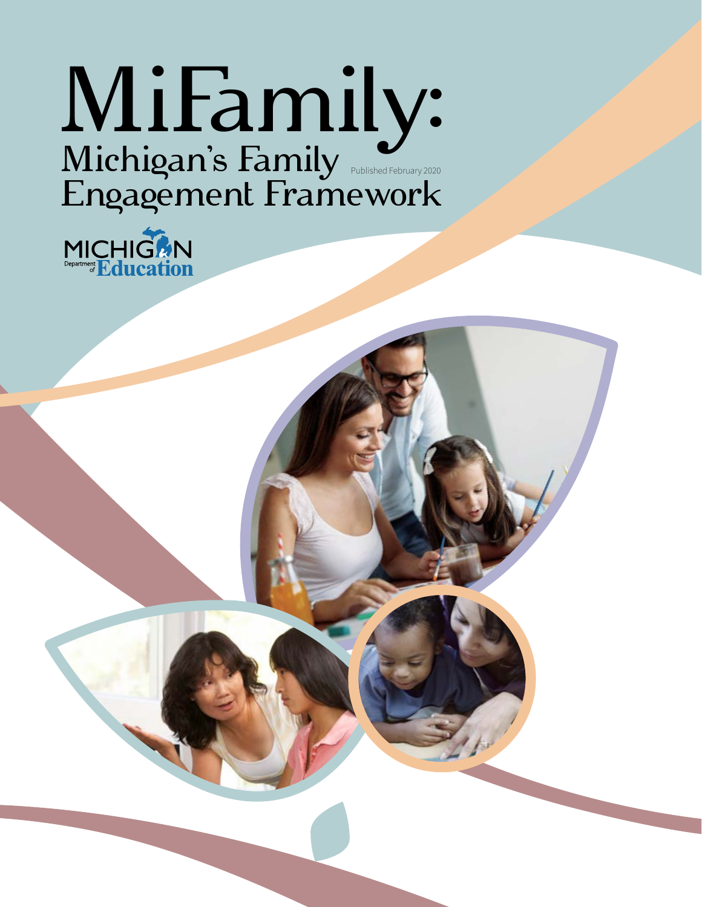# MiFamily:

## Michigan's Family Engagement Framework

Published February 2020

MICHIGAN Department of Education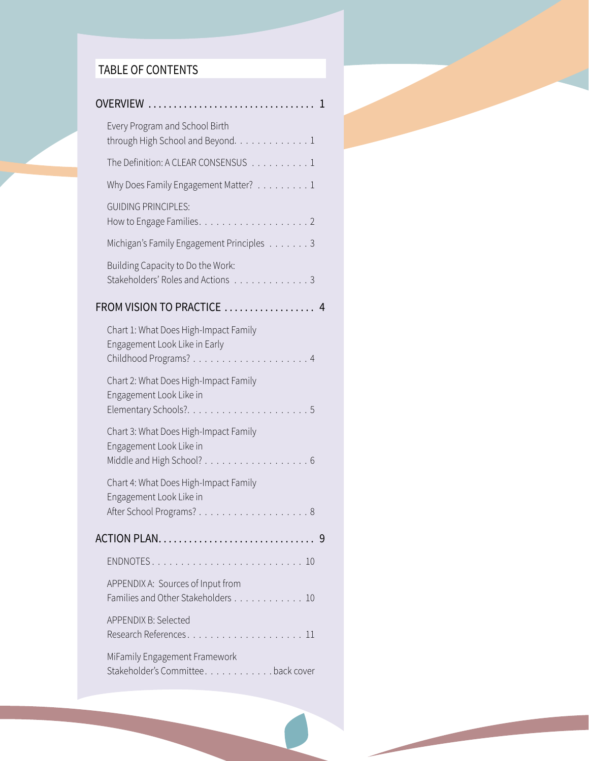## TABLE OF CONTENTS

**OVERVIEW . . . . . . . . . . . . . . . . . . . . . . . . . . . . . . . . 1**

- Every Program and School Birth through High School and Beyond. . . . . . . . . . . . . 1
- The Definition: A CLEAR CONSENSUS . . . . . . . . . . 1
- Why Does Family Engagement Matter? . . . . . . . . . 1
- GUIDING PRINCIPLES: How to Engage Families. . . . . . . . . . . . . . . . . . . 2
- Michigan's Family Engagement Principles . . . . . . . 3
- Building Capacity to Do the Work: Stakeholders' Roles and Actions . . . . . . . . . . . . . 3

**FROM VISION TO PRACTICE . . . . . . . . . . . . . . . . . 4**

- Chart 1: What Does High-Impact Family Engagement Look Like in Early Childhood Programs? . . . . . . . . . . . . . . . . . . . . 4
- Chart 2: What Does High-Impact Family Engagement Look Like in Elementary Schools?. . . . . . . . . . . . . . . . . . . . . 5
- Chart 3: What Does High-Impact Family Engagement Look Like in Middle and High School? . . . . . . . . . . . . . . . . . . 6
- Chart 4: What Does High-Impact Family Engagement Look Like in After School Programs? . . . . . . . . . . . . . . . . . . . 8

**ACTION PLAN. . . . . . . . . . . . . . . . . . . . . . . . . . . . . 9**

- ENDNOTES . . . . . . . . . . . . . . . . . . . . . . . . . . 10
- APPENDIX A: Sources of Input from Families and Other Stakeholders . . . . . . . . . . . . 10
- APPENDIX B: Selected Research References. . . . . . . . . . . . . . . . . . . . . 11
- MiFamily Engagement Framework Stakeholder's Committee. . . . . . . . . . . . back cover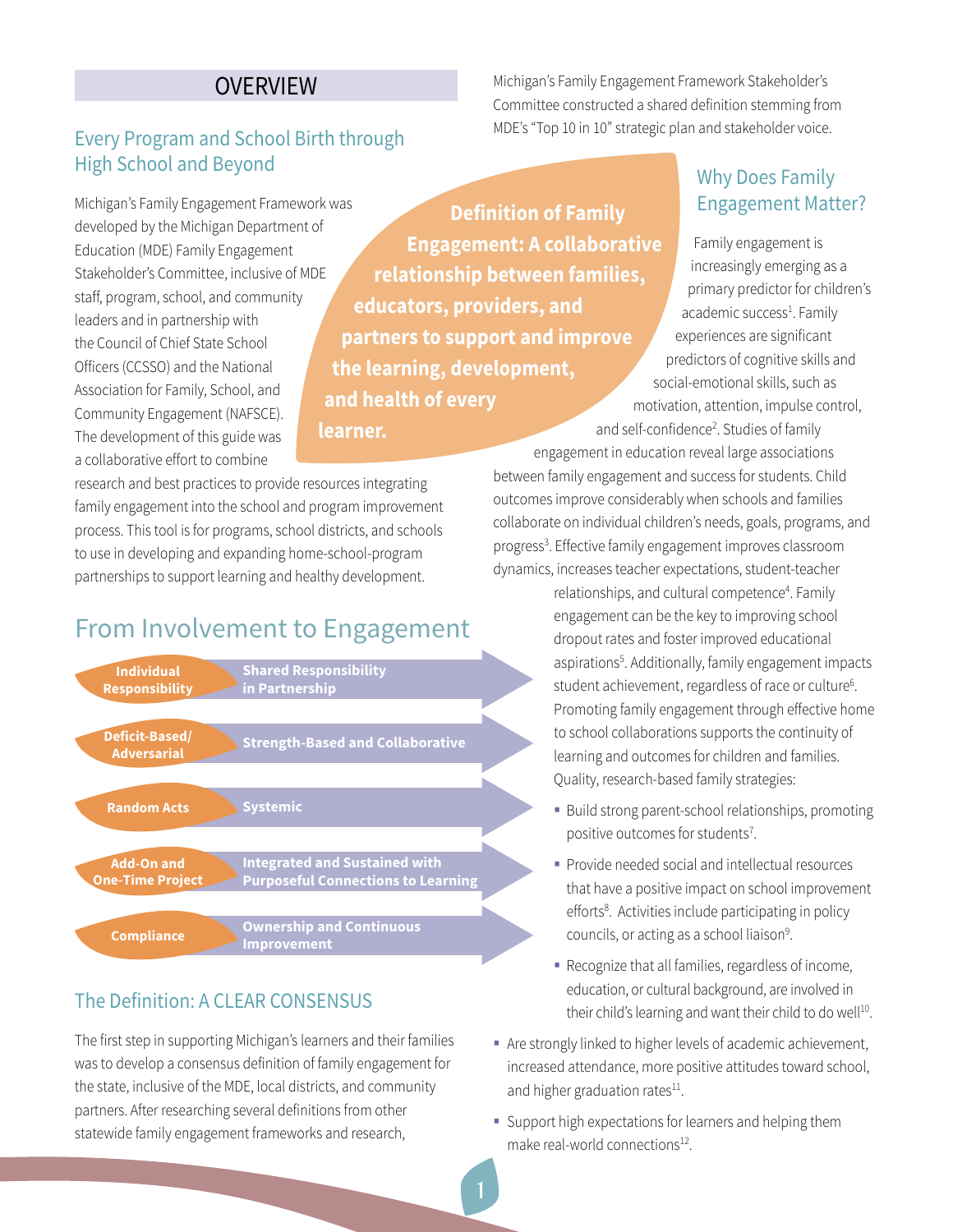# OVERVIEW

## Every Program and School Birth through High School and Beyond

Michigan's Family Engagement Framework was developed by the Michigan Department of Education (MDE) Family Engagement Stakeholder's Committee, inclusive of MDE staff, program, school, and community leaders and in partnership with the Council of Chief State School Officers (CCSSO) and the National Association for Family, School, and Community Engagement (NAFSCE). The development of this guide was a collaborative effort to combine research and best practices to provide resources integrating family engagement into the school and program improvement process. This tool is for programs, school districts, and schools to use in developing and expanding home-school-program partnerships to support learning and healthy development.

## From Involvement to Engagement

| From | To |
|---|---|
| **Individual Responsibility** | **Shared Responsibility in Partnership** |
| **Deficit-Based/ Adversarial** | **Strength-Based and Collaborative** |
| **Random Acts** | **Systemic** |
| **Add-On and One-Time Project** | **Integrated and Sustained with Purposeful Connections to Learning** |
| **Compliance** | **Ownership and Continuous Improvement** |

## The Definition: A CLEAR CONSENSUS

The first step in supporting Michigan's learners and their families was to develop a consensus definition of family engagement for the state, inclusive of the MDE, local districts, and community partners. After researching several definitions from other statewide family engagement frameworks and research, Michigan's Family Engagement Framework Stakeholder's Committee constructed a shared definition stemming from MDE's "Top 10 in 10" strategic plan and stakeholder voice.

**Definition of Family Engagement: A collaborative relationship between families, educators, providers, and partners to support and improve the learning, development, and health of every learner.**

## Why Does Family Engagement Matter?

Family engagement is increasingly emerging as a primary predictor for children's academic success[1]. Family experiences are significant predictors of cognitive skills and social-emotional skills, such as motivation, attention, impulse control, and self-confidence[2]. Studies of family engagement in education reveal large associations between family engagement and success for students. Child outcomes improve considerably when schools and families collaborate on individual children's needs, goals, programs, and progress[3]. Effective family engagement improves classroom dynamics, increases teacher expectations, student-teacher relationships, and cultural competence[4]. Family engagement can be the key to improving school dropout rates and foster improved educational aspirations[5]. Additionally, family engagement impacts student achievement, regardless of race or culture[6]. Promoting family engagement through effective home to school collaborations supports the continuity of learning and outcomes for children and families. Quality, research-based family strategies:

- Build strong parent-school relationships, promoting positive outcomes for students[7].
- Provide needed social and intellectual resources that have a positive impact on school improvement efforts[8]. Activities include participating in policy councils, or acting as a school liaison[9].
- Recognize that all families, regardless of income, education, or cultural background, are involved in their child's learning and want their child to do well[10].
- Are strongly linked to higher levels of academic achievement, increased attendance, more positive attitudes toward school, and higher graduation rates[11].
- Support high expectations for learners and helping them make real-world connections[12].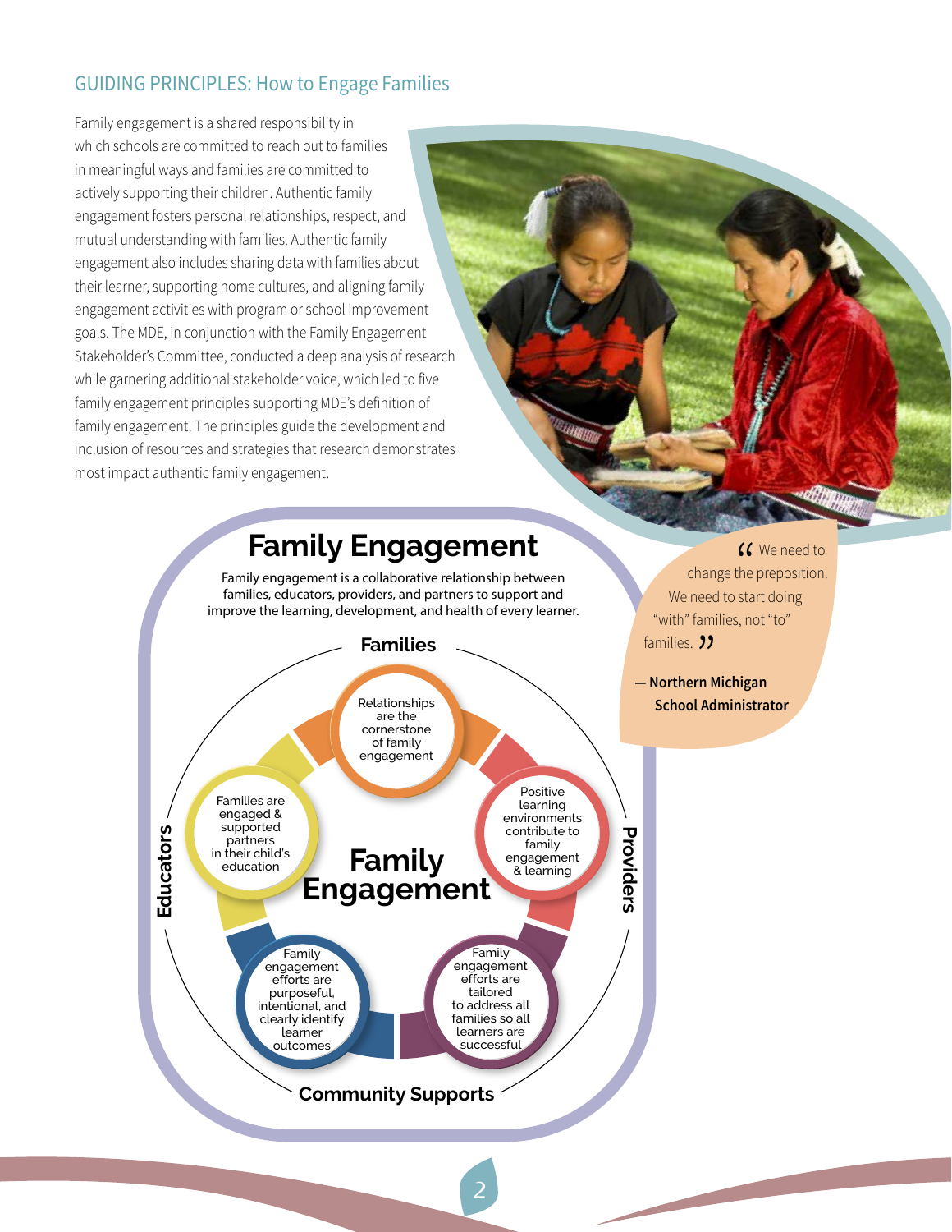## GUIDING PRINCIPLES: How to Engage Families

Family engagement is a shared responsibility in which schools are committed to reach out to families in meaningful ways and families are committed to actively supporting their children. Authentic family engagement fosters personal relationships, respect, and mutual understanding with families. Authentic family engagement also includes sharing data with families about their learner, supporting home cultures, and aligning family engagement activities with program or school improvement goals. The MDE, in conjunction with the Family Engagement Stakeholder's Committee, conducted a deep analysis of research while garnering additional stakeholder voice, which led to five family engagement principles supporting MDE's definition of family engagement. The principles guide the development and inclusion of resources and strategies that research demonstrates most impact authentic family engagement.

> "We need to change the preposition. We need to start doing "with" families, not "to" families."
>
> **— Northern Michigan School Administrator**

### Family Engagement

Family engagement is a collaborative relationship between families, educators, providers, and partners to support and improve the learning, development, and health of every learner.

**Families** | **Providers** | **Community Supports** | **Educators**

**Family Engagement**

- Relationships are the cornerstone of family engagement
- Positive learning environments contribute to family engagement & learning
- Family engagement efforts are tailored to address all families so all learners are successful
- Family engagement efforts are purposeful, intentional, and clearly identify learner outcomes
- Families are engaged & supported partners in their child's education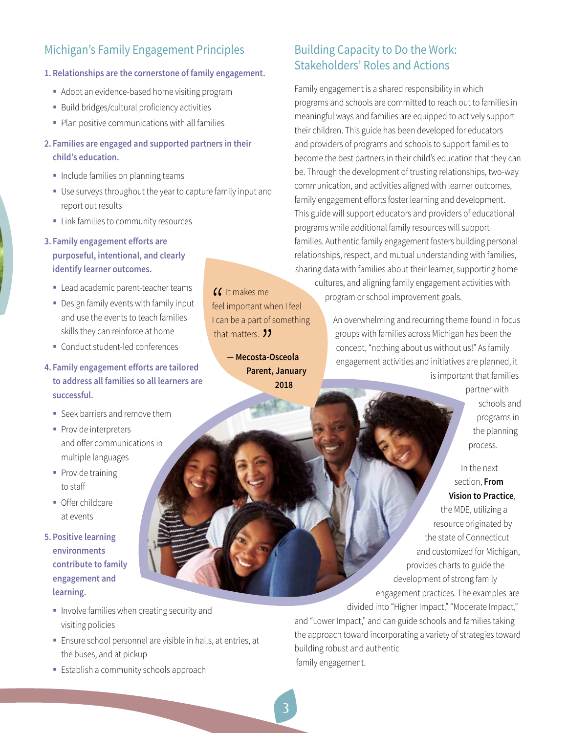## Michigan's Family Engagement Principles

**1. Relationships are the cornerstone of family engagement.**

- Adopt an evidence-based home visiting program
- Build bridges/cultural proficiency activities
- Plan positive communications with all families

**2. Families are engaged and supported partners in their child's education.**

- Include families on planning teams
- Use surveys throughout the year to capture family input and report out results
- Link families to community resources

**3. Family engagement efforts are purposeful, intentional, and clearly identify learner outcomes.**

- Lead academic parent-teacher teams
- Design family events with family input and use the events to teach families skills they can reinforce at home
- Conduct student-led conferences

**4. Family engagement efforts are tailored to address all families so all learners are successful.**

- Seek barriers and remove them
- Provide interpreters and offer communications in multiple languages
- Provide training to staff
- Offer childcare at events

**5. Positive learning environments contribute to family engagement and learning.**

- Involve families when creating security and visiting policies
- Ensure school personnel are visible in halls, at entries, at the buses, and at pickup
- Establish a community schools approach

> "It makes me feel important when I feel I can be a part of something that matters."
>
> **— Mecosta-Osceola Parent, January 2018**

## Building Capacity to Do the Work: Stakeholders' Roles and Actions

Family engagement is a shared responsibility in which programs and schools are committed to reach out to families in meaningful ways and families are equipped to actively support their children. This guide has been developed for educators and providers of programs and schools to support families to become the best partners in their child's education that they can be. Through the development of trusting relationships, two-way communication, and activities aligned with learner outcomes, family engagement efforts foster learning and development. This guide will support educators and providers of educational programs while additional family resources will support families. Authentic family engagement fosters building personal relationships, respect, and mutual understanding with families, sharing data with families about their learner, supporting home cultures, and aligning family engagement activities with program or school improvement goals.

An overwhelming and recurring theme found in focus groups with families across Michigan has been the concept, "nothing about us without us!" As family engagement activities and initiatives are planned, it is important that families partner with schools and programs in the planning process.

In the next section, **From Vision to Practice**, the MDE, utilizing a resource originated by the state of Connecticut and customized for Michigan, provides charts to guide the development of strong family engagement practices. The examples are divided into "Higher Impact," "Moderate Impact," and "Lower Impact," and can guide schools and families taking the approach toward incorporating a variety of strategies toward building robust and authentic family engagement.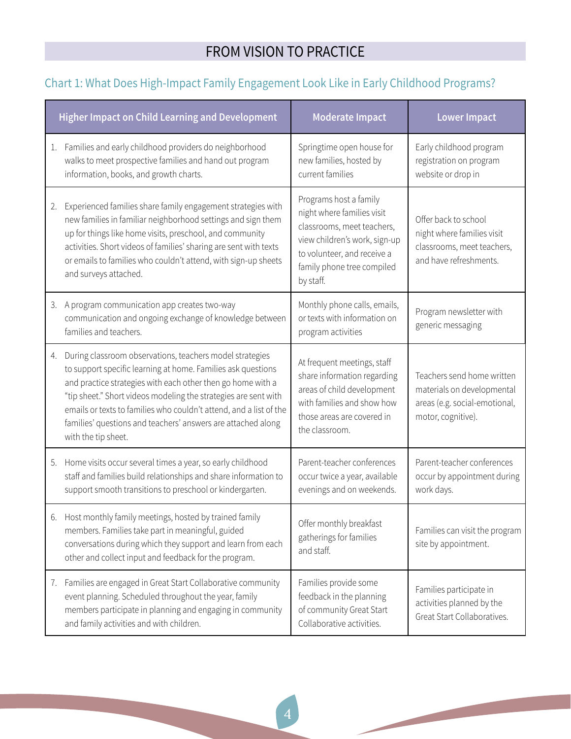# FROM VISION TO PRACTICE

## Chart 1: What Does High-Impact Family Engagement Look Like in Early Childhood Programs?

| Higher Impact on Child Learning and Development | Moderate Impact | Lower Impact |
|---|---|---|
| 1. Families and early childhood providers do neighborhood walks to meet prospective families and hand out program information, books, and growth charts. | Springtime open house for new families, hosted by current families | Early childhood program registration on program website or drop in |
| 2. Experienced families share family engagement strategies with new families in familiar neighborhood settings and sign them up for things like home visits, preschool, and community activities. Short videos of families' sharing are sent with texts or emails to families who couldn't attend, with sign-up sheets and surveys attached. | Programs host a family night where families visit classrooms, meet teachers, view children's work, sign-up to volunteer, and receive a family phone tree compiled by staff. | Offer back to school night where families visit classrooms, meet teachers, and have refreshments. |
| 3. A program communication app creates two-way communication and ongoing exchange of knowledge between families and teachers. | Monthly phone calls, emails, or texts with information on program activities | Program newsletter with generic messaging |
| 4. During classroom observations, teachers model strategies to support specific learning at home. Families ask questions and practice strategies with each other then go home with a "tip sheet." Short videos modeling the strategies are sent with emails or texts to families who couldn't attend, and a list of the families' questions and teachers' answers are attached along with the tip sheet. | At frequent meetings, staff share information regarding areas of child development with families and show how those areas are covered in the classroom. | Teachers send home written materials on developmental areas (e.g. social-emotional, motor, cognitive). |
| 5. Home visits occur several times a year, so early childhood staff and families build relationships and share information to support smooth transitions to preschool or kindergarten. | Parent-teacher conferences occur twice a year, available evenings and on weekends. | Parent-teacher conferences occur by appointment during work days. |
| 6. Host monthly family meetings, hosted by trained family members. Families take part in meaningful, guided conversations during which they support and learn from each other and collect input and feedback for the program. | Offer monthly breakfast gatherings for families and staff. | Families can visit the program site by appointment. |
| 7. Families are engaged in Great Start Collaborative community event planning. Scheduled throughout the year, family members participate in planning and engaging in community and family activities and with children. | Families provide some feedback in the planning of community Great Start Collaborative activities. | Families participate in activities planned by the Great Start Collaboratives. |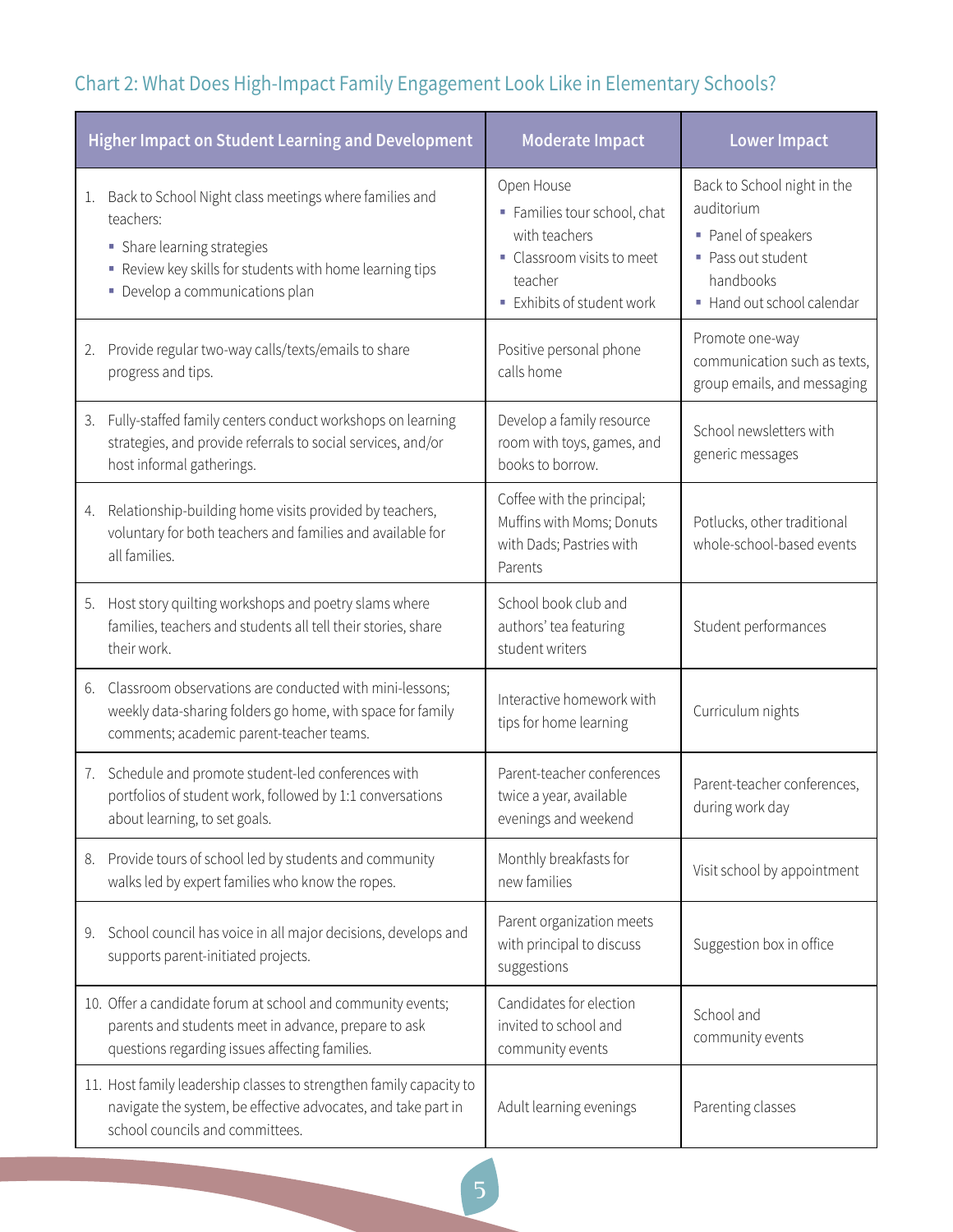## Chart 2: What Does High-Impact Family Engagement Look Like in Elementary Schools?

| Higher Impact on Student Learning and Development | Moderate Impact | Lower Impact |
|---|---|---|
| 1. Back to School Night class meetings where families and teachers: ▪ Share learning strategies ▪ Review key skills for students with home learning tips ▪ Develop a communications plan | Open House ▪ Families tour school, chat with teachers ▪ Classroom visits to meet teacher ▪ Exhibits of student work | Back to School night in the auditorium ▪ Panel of speakers ▪ Pass out student handbooks ▪ Hand out school calendar |
| 2. Provide regular two-way calls/texts/emails to share progress and tips. | Positive personal phone calls home | Promote one-way communication such as texts, group emails, and messaging |
| 3. Fully-staffed family centers conduct workshops on learning strategies, and provide referrals to social services, and/or host informal gatherings. | Develop a family resource room with toys, games, and books to borrow. | School newsletters with generic messages |
| 4. Relationship-building home visits provided by teachers, voluntary for both teachers and families and available for all families. | Coffee with the principal; Muffins with Moms; Donuts with Dads; Pastries with Parents | Potlucks, other traditional whole-school-based events |
| 5. Host story quilting workshops and poetry slams where families, teachers and students all tell their stories, share their work. | School book club and authors' tea featuring student writers | Student performances |
| 6. Classroom observations are conducted with mini-lessons; weekly data-sharing folders go home, with space for family comments; academic parent-teacher teams. | Interactive homework with tips for home learning | Curriculum nights |
| 7. Schedule and promote student-led conferences with portfolios of student work, followed by 1:1 conversations about learning, to set goals. | Parent-teacher conferences twice a year, available evenings and weekend | Parent-teacher conferences, during work day |
| 8. Provide tours of school led by students and community walks led by expert families who know the ropes. | Monthly breakfasts for new families | Visit school by appointment |
| 9. School council has voice in all major decisions, develops and supports parent-initiated projects. | Parent organization meets with principal to discuss suggestions | Suggestion box in office |
| 10. Offer a candidate forum at school and community events; parents and students meet in advance, prepare to ask questions regarding issues affecting families. | Candidates for election invited to school and community events | School and community events |
| 11. Host family leadership classes to strengthen family capacity to navigate the system, be effective advocates, and take part in school councils and committees. | Adult learning evenings | Parenting classes |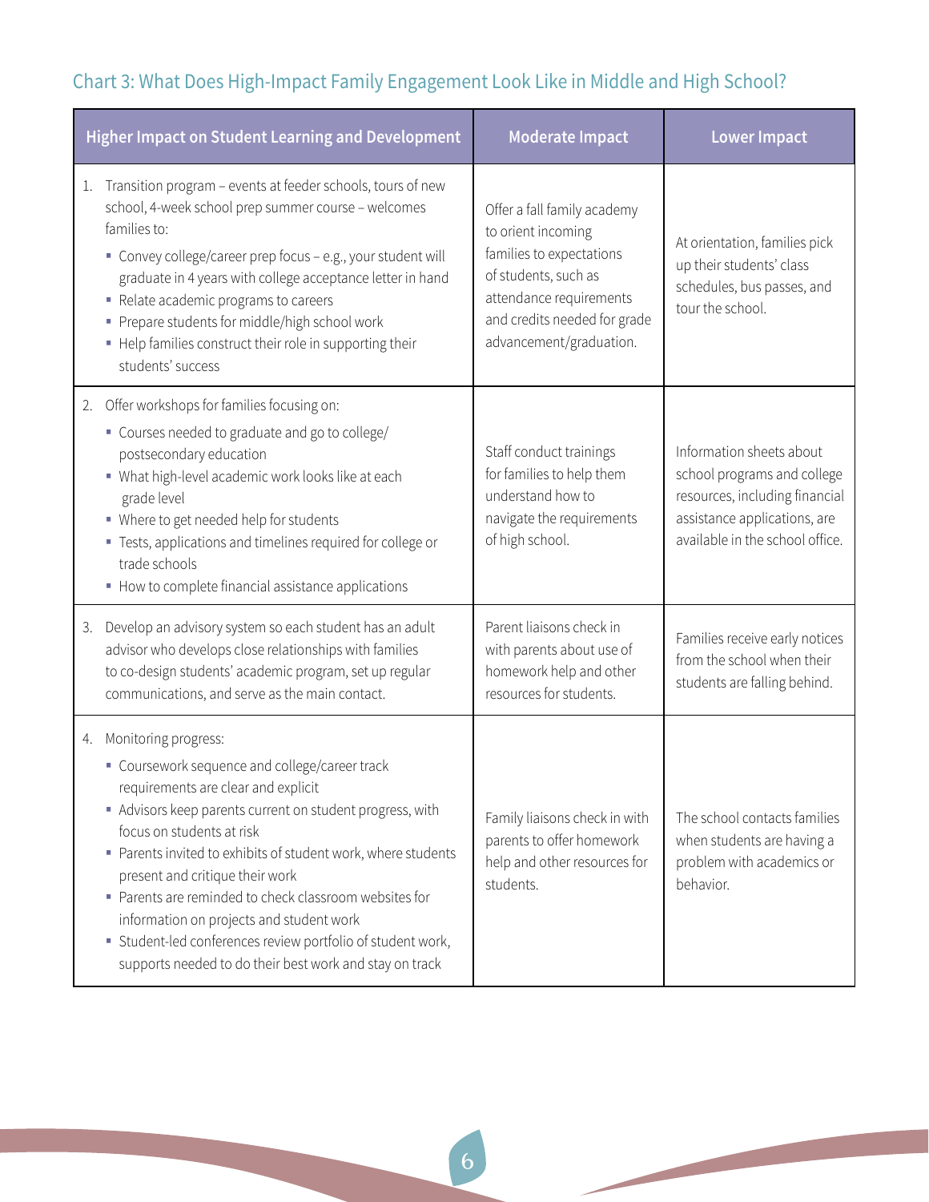## Chart 3: What Does High-Impact Family Engagement Look Like in Middle and High School?

| Higher Impact on Student Learning and Development | Moderate Impact | Lower Impact |
|---|---|---|
| 1. Transition program – events at feeder schools, tours of new school, 4-week school prep summer course – welcomes families to:<br>▪ Convey college/career prep focus – e.g., your student will graduate in 4 years with college acceptance letter in hand<br>▪ Relate academic programs to careers<br>▪ Prepare students for middle/high school work<br>▪ Help families construct their role in supporting their students' success | Offer a fall family academy to orient incoming families to expectations of students, such as attendance requirements and credits needed for grade advancement/graduation. | At orientation, families pick up their students' class schedules, bus passes, and tour the school. |
| 2. Offer workshops for families focusing on:<br>▪ Courses needed to graduate and go to college/ postsecondary education<br>▪ What high-level academic work looks like at each grade level<br>▪ Where to get needed help for students<br>▪ Tests, applications and timelines required for college or trade schools<br>▪ How to complete financial assistance applications | Staff conduct trainings for families to help them understand how to navigate the requirements of high school. | Information sheets about school programs and college resources, including financial assistance applications, are available in the school office. |
| 3. Develop an advisory system so each student has an adult advisor who develops close relationships with families to co-design students' academic program, set up regular communications, and serve as the main contact. | Parent liaisons check in with parents about use of homework help and other resources for students. | Families receive early notices from the school when their students are falling behind. |
| 4. Monitoring progress:<br>▪ Coursework sequence and college/career track requirements are clear and explicit<br>▪ Advisors keep parents current on student progress, with focus on students at risk<br>▪ Parents invited to exhibits of student work, where students present and critique their work<br>▪ Parents are reminded to check classroom websites for information on projects and student work<br>▪ Student-led conferences review portfolio of student work, supports needed to do their best work and stay on track | Family liaisons check in with parents to offer homework help and other resources for students. | The school contacts families when students are having a problem with academics or behavior. |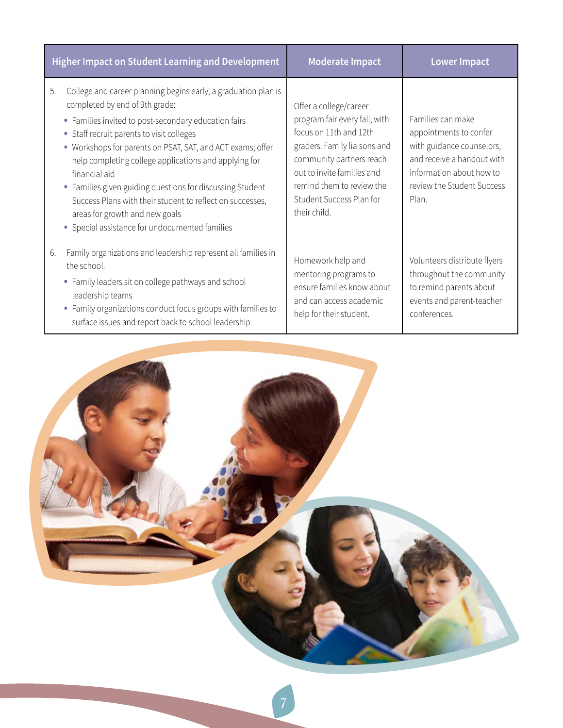| Higher Impact on Student Learning and Development | Moderate Impact | Lower Impact |
|---|---|---|
| 5. College and career planning begins early, a graduation plan is completed by end of 9th grade:<br>▪ Families invited to post-secondary education fairs<br>▪ Staff recruit parents to visit colleges<br>▪ Workshops for parents on PSAT, SAT, and ACT exams; offer help completing college applications and applying for financial aid<br>▪ Families given guiding questions for discussing Student Success Plans with their student to reflect on successes, areas for growth and new goals<br>▪ Special assistance for undocumented families | Offer a college/career program fair every fall, with focus on 11th and 12th graders. Family liaisons and community partners reach out to invite families and remind them to review the Student Success Plan for their child. | Families can make appointments to confer with guidance counselors, and receive a handout with information about how to review the Student Success Plan. |
| 6. Family organizations and leadership represent all families in the school.<br>▪ Family leaders sit on college pathways and school leadership teams<br>▪ Family organizations conduct focus groups with families to surface issues and report back to school leadership | Homework help and mentoring programs to ensure families know about and can access academic help for their student. | Volunteers distribute flyers throughout the community to remind parents about events and parent-teacher conferences. |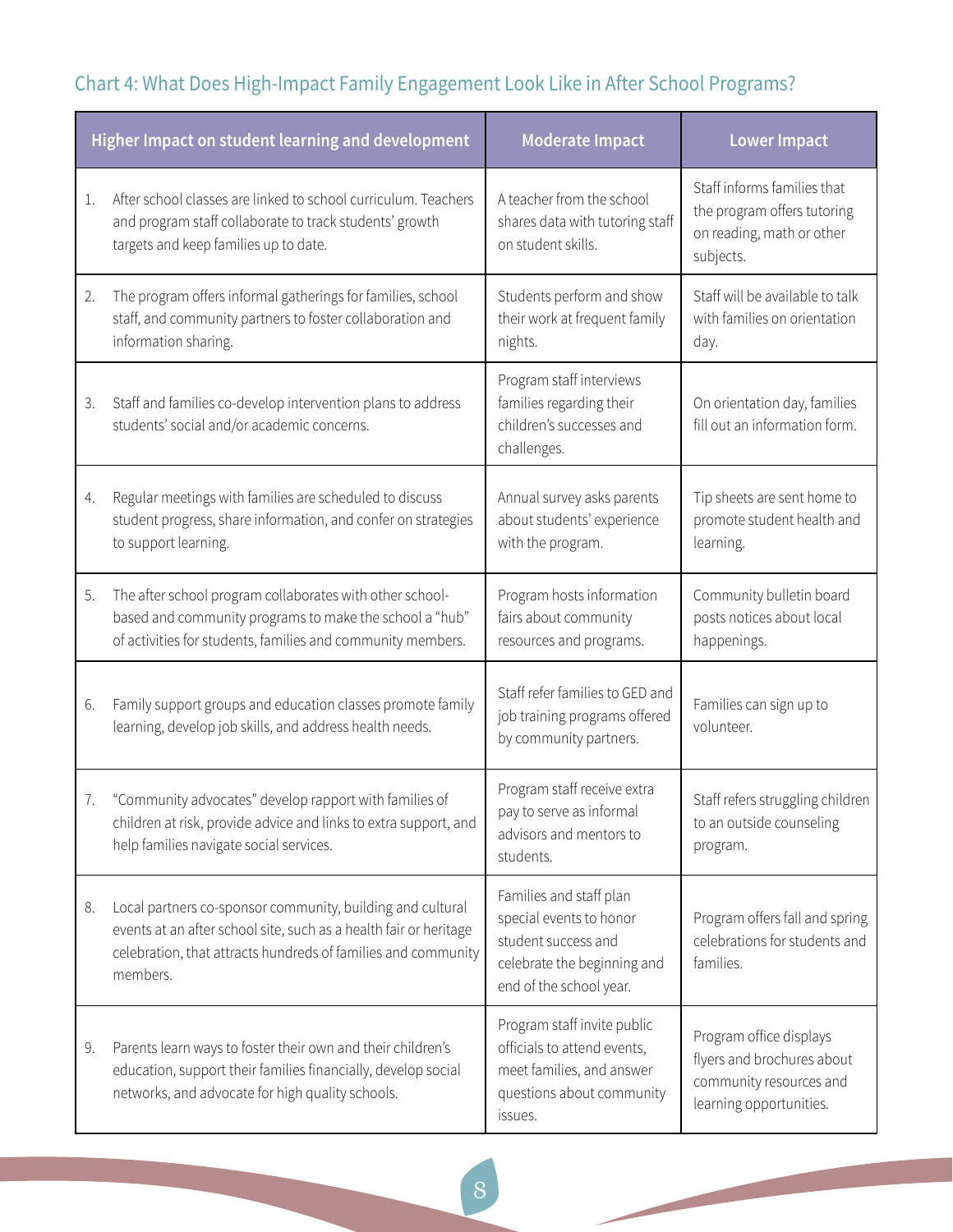## Chart 4: What Does High-Impact Family Engagement Look Like in After School Programs?

| Higher Impact on student learning and development | Moderate Impact | Lower Impact |
|---|---|---|
| 1. After school classes are linked to school curriculum. Teachers and program staff collaborate to track students' growth targets and keep families up to date. | A teacher from the school shares data with tutoring staff on student skills. | Staff informs families that the program offers tutoring on reading, math or other subjects. |
| 2. The program offers informal gatherings for families, school staff, and community partners to foster collaboration and information sharing. | Students perform and show their work at frequent family nights. | Staff will be available to talk with families on orientation day. |
| 3. Staff and families co-develop intervention plans to address students' social and/or academic concerns. | Program staff interviews families regarding their children's successes and challenges. | On orientation day, families fill out an information form. |
| 4. Regular meetings with families are scheduled to discuss student progress, share information, and confer on strategies to support learning. | Annual survey asks parents about students' experience with the program. | Tip sheets are sent home to promote student health and learning. |
| 5. The after school program collaborates with other school-based and community programs to make the school a "hub" of activities for students, families and community members. | Program hosts information fairs about community resources and programs. | Community bulletin board posts notices about local happenings. |
| 6. Family support groups and education classes promote family learning, develop job skills, and address health needs. | Staff refer families to GED and job training programs offered by community partners. | Families can sign up to volunteer. |
| 7. "Community advocates" develop rapport with families of children at risk, provide advice and links to extra support, and help families navigate social services. | Program staff receive extra pay to serve as informal advisors and mentors to students. | Staff refers struggling children to an outside counseling program. |
| 8. Local partners co-sponsor community, building and cultural events at an after school site, such as a health fair or heritage celebration, that attracts hundreds of families and community members. | Families and staff plan special events to honor student success and celebrate the beginning and end of the school year. | Program offers fall and spring celebrations for students and families. |
| 9. Parents learn ways to foster their own and their children's education, support their families financially, develop social networks, and advocate for high quality schools. | Program staff invite public officials to attend events, meet families, and answer questions about community issues. | Program office displays flyers and brochures about community resources and learning opportunities. |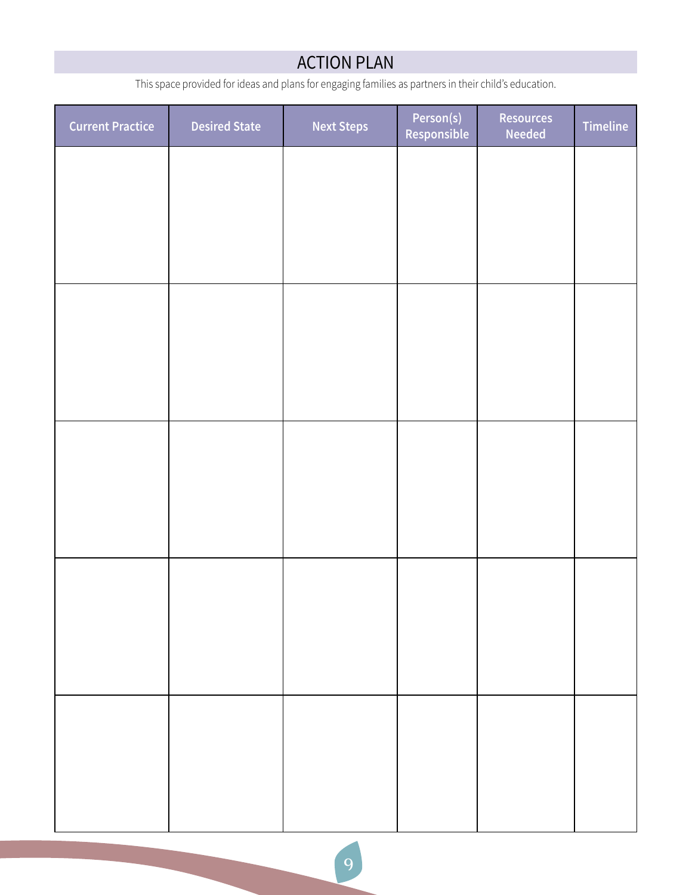# ACTION PLAN

This space provided for ideas and plans for engaging families as partners in their child's education.

| Current Practice | Desired State | Next Steps | Person(s) Responsible | Resources Needed | Timeline |
|---|---|---|---|---|---|
| | | | | | |
| | | | | | |
| | | | | | |
| | | | | | |
| | | | | | |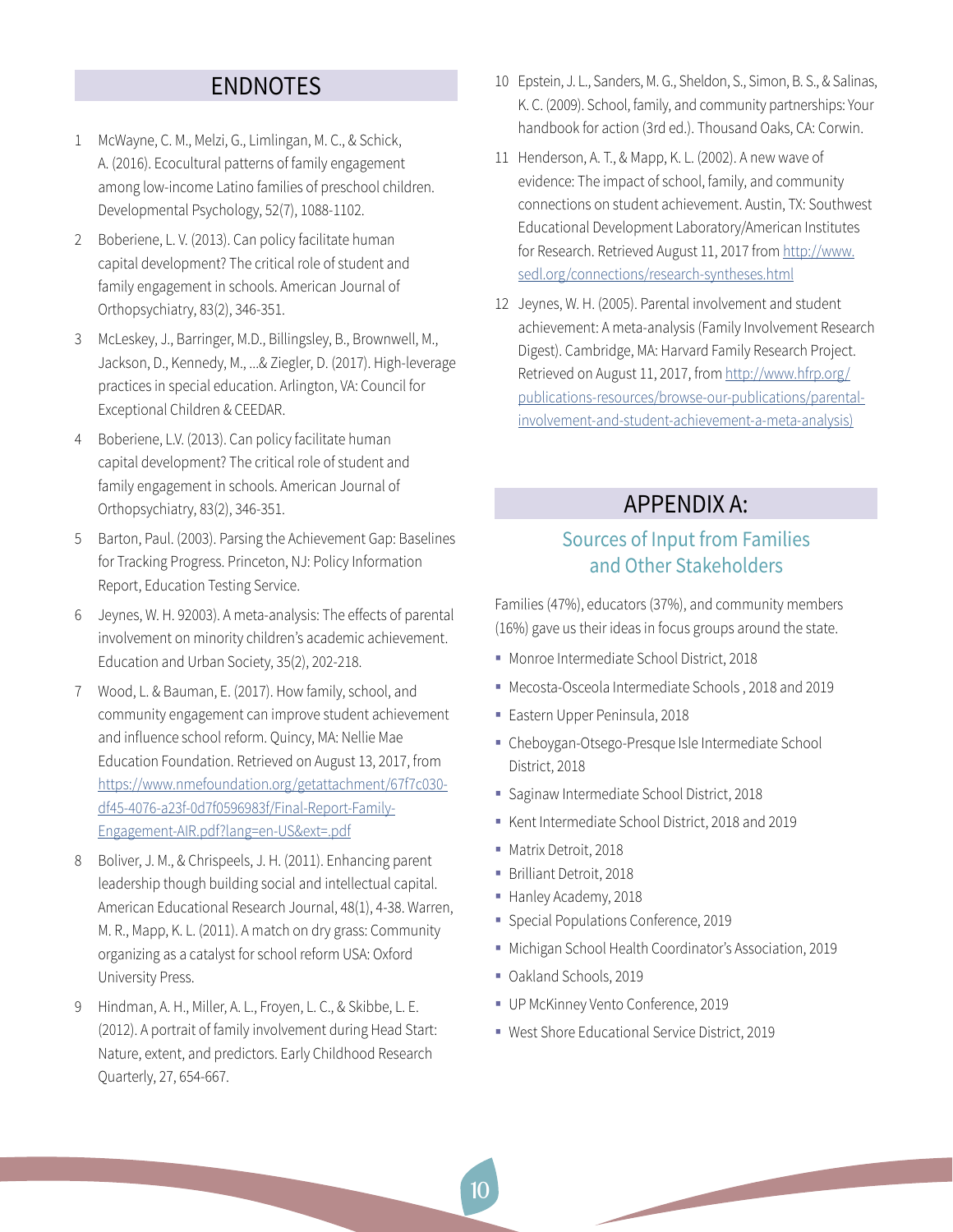## ENDNOTES

1. McWayne, C. M., Melzi, G., Limlingan, M. C., & Schick, A. (2016). Ecocultural patterns of family engagement among low-income Latino families of preschool children. Developmental Psychology, 52(7), 1088-1102.
2. Boberiene, L. V. (2013). Can policy facilitate human capital development? The critical role of student and family engagement in schools. American Journal of Orthopsychiatry, 83(2), 346-351.
3. McLeskey, J., Barringer, M.D., Billingsley, B., Brownwell, M., Jackson, D., Kennedy, M., ...& Ziegler, D. (2017). High-leverage practices in special education. Arlington, VA: Council for Exceptional Children & CEEDAR.
4. Boberiene, L.V. (2013). Can policy facilitate human capital development? The critical role of student and family engagement in schools. American Journal of Orthopsychiatry, 83(2), 346-351.
5. Barton, Paul. (2003). Parsing the Achievement Gap: Baselines for Tracking Progress. Princeton, NJ: Policy Information Report, Education Testing Service.
6. Jeynes, W. H. 92003). A meta-analysis: The effects of parental involvement on minority children's academic achievement. Education and Urban Society, 35(2), 202-218.
7. Wood, L. & Bauman, E. (2017). How family, school, and community engagement can improve student achievement and influence school reform. Quincy, MA: Nellie Mae Education Foundation. Retrieved on August 13, 2017, from https://www.nmefoundation.org/getattachment/67f7c030-df45-4076-a23f-0d7f0596983f/Final-Report-Family-Engagement-AIR.pdf?lang=en-US&ext=.pdf
8. Boliver, J. M., & Chrispeels, J. H. (2011). Enhancing parent leadership though building social and intellectual capital. American Educational Research Journal, 48(1), 4-38. Warren, M. R., Mapp, K. L. (2011). A match on dry grass: Community organizing as a catalyst for school reform USA: Oxford University Press.
9. Hindman, A. H., Miller, A. L., Froyen, L. C., & Skibbe, L. E. (2012). A portrait of family involvement during Head Start: Nature, extent, and predictors. Early Childhood Research Quarterly, 27, 654-667.
10. Epstein, J. L., Sanders, M. G., Sheldon, S., Simon, B. S., & Salinas, K. C. (2009). School, family, and community partnerships: Your handbook for action (3rd ed.). Thousand Oaks, CA: Corwin.
11. Henderson, A. T., & Mapp, K. L. (2002). A new wave of evidence: The impact of school, family, and community connections on student achievement. Austin, TX: Southwest Educational Development Laboratory/American Institutes for Research. Retrieved August 11, 2017 from http://www.sedl.org/connections/research-syntheses.html
12. Jeynes, W. H. (2005). Parental involvement and student achievement: A meta-analysis (Family Involvement Research Digest). Cambridge, MA: Harvard Family Research Project. Retrieved on August 11, 2017, from http://www.hfrp.org/publications-resources/browse-our-publications/parental-involvement-and-student-achievement-a-meta-analysis)

## APPENDIX A:

### Sources of Input from Families and Other Stakeholders

Families (47%), educators (37%), and community members (16%) gave us their ideas in focus groups around the state.

- Monroe Intermediate School District, 2018
- Mecosta-Osceola Intermediate Schools , 2018 and 2019
- Eastern Upper Peninsula, 2018
- Cheboygan-Otsego-Presque Isle Intermediate School District, 2018
- Saginaw Intermediate School District, 2018
- Kent Intermediate School District, 2018 and 2019
- Matrix Detroit, 2018
- Brilliant Detroit, 2018
- Hanley Academy, 2018
- Special Populations Conference, 2019
- Michigan School Health Coordinator's Association, 2019
- Oakland Schools, 2019
- UP McKinney Vento Conference, 2019
- West Shore Educational Service District, 2019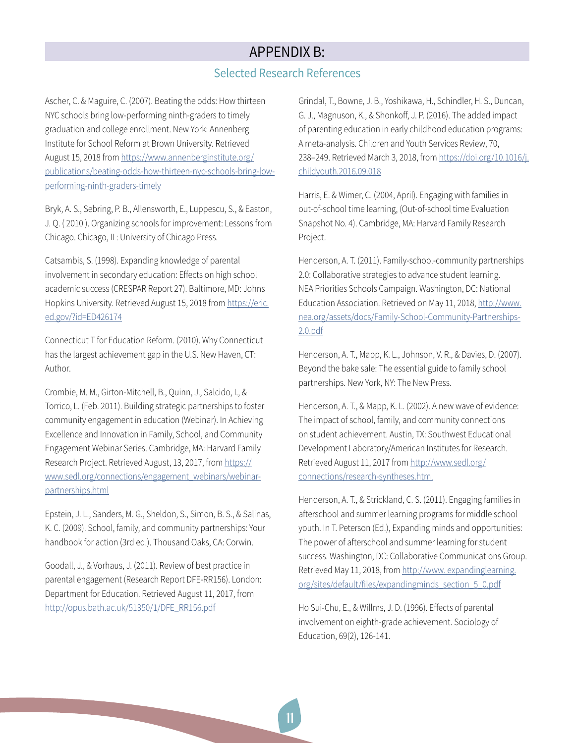# APPENDIX B:

## Selected Research References

Ascher, C. & Maguire, C. (2007). Beating the odds: How thirteen NYC schools bring low-performing ninth-graders to timely graduation and college enrollment. New York: Annenberg Institute for School Reform at Brown University. Retrieved August 15, 2018 from https://www.annenberginstitute.org/publications/beating-odds-how-thirteen-nyc-schools-bring-low-performing-ninth-graders-timely

Bryk, A. S., Sebring, P. B., Allensworth, E., Luppescu, S., & Easton, J. Q. ( 2010 ). Organizing schools for improvement: Lessons from Chicago. Chicago, IL: University of Chicago Press.

Catsambis, S. (1998). Expanding knowledge of parental involvement in secondary education: Effects on high school academic success (CRESPAR Report 27). Baltimore, MD: Johns Hopkins University. Retrieved August 15, 2018 from https://eric.ed.gov/?id=ED426174

Connecticut T for Education Reform. (2010). Why Connecticut has the largest achievement gap in the U.S. New Haven, CT: Author.

Crombie, M. M., Girton-Mitchell, B., Quinn, J., Salcido, I., & Torrico, L. (Feb. 2011). Building strategic partnerships to foster community engagement in education (Webinar). In Achieving Excellence and Innovation in Family, School, and Community Engagement Webinar Series. Cambridge, MA: Harvard Family Research Project. Retrieved August, 13, 2017, from https://www.sedl.org/connections/engagement_webinars/webinar-partnerships.html

Epstein, J. L., Sanders, M. G., Sheldon, S., Simon, B. S., & Salinas, K. C. (2009). School, family, and community partnerships: Your handbook for action (3rd ed.). Thousand Oaks, CA: Corwin.

Goodall, J., & Vorhaus, J. (2011). Review of best practice in parental engagement (Research Report DFE-RR156). London: Department for Education. Retrieved August 11, 2017, from http://opus.bath.ac.uk/51350/1/DFE_RR156.pdf

Grindal, T., Bowne, J. B., Yoshikawa, H., Schindler, H. S., Duncan, G. J., Magnuson, K., & Shonkoff, J. P. (2016). The added impact of parenting education in early childhood education programs: A meta-analysis. Children and Youth Services Review, 70, 238–249. Retrieved March 3, 2018, from https://doi.org/10.1016/j.childyouth.2016.09.018

Harris, E. & Wimer, C. (2004, April). Engaging with families in out-of-school time learning, (Out-of-school time Evaluation Snapshot No. 4). Cambridge, MA: Harvard Family Research Project.

Henderson, A. T. (2011). Family-school-community partnerships 2.0: Collaborative strategies to advance student learning. NEA Priorities Schools Campaign. Washington, DC: National Education Association. Retrieved on May 11, 2018, http://www.nea.org/assets/docs/Family-School-Community-Partnerships-2.0.pdf

Henderson, A. T., Mapp, K. L., Johnson, V. R., & Davies, D. (2007). Beyond the bake sale: The essential guide to family school partnerships. New York, NY: The New Press.

Henderson, A. T., & Mapp, K. L. (2002). A new wave of evidence: The impact of school, family, and community connections on student achievement. Austin, TX: Southwest Educational Development Laboratory/American Institutes for Research. Retrieved August 11, 2017 from http://www.sedl.org/connections/research-syntheses.html

Henderson, A. T., & Strickland, C. S. (2011). Engaging families in afterschool and summer learning programs for middle school youth. In T. Peterson (Ed.), Expanding minds and opportunities: The power of afterschool and summer learning for student success. Washington, DC: Collaborative Communications Group. Retrieved May 11, 2018, from http://www. expandinglearning.org/sites/default/files/expandingminds_section_5_0.pdf

Ho Sui-Chu, E., & Willms, J. D. (1996). Effects of parental involvement on eighth-grade achievement. Sociology of Education, 69(2), 126-141.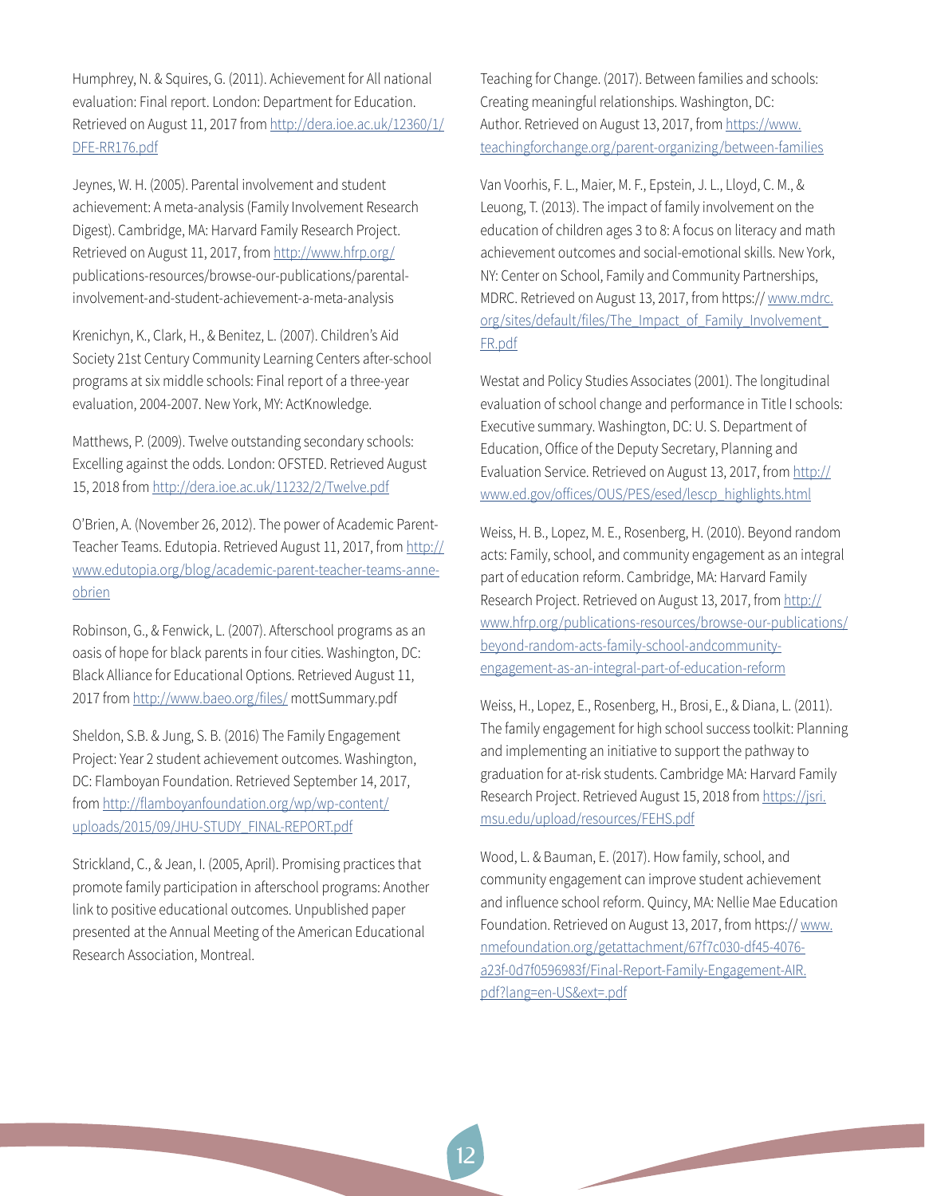Humphrey, N. & Squires, G. (2011). Achievement for All national evaluation: Final report. London: Department for Education. Retrieved on August 11, 2017 from http://dera.ioe.ac.uk/12360/1/DFE-RR176.pdf

Jeynes, W. H. (2005). Parental involvement and student achievement: A meta-analysis (Family Involvement Research Digest). Cambridge, MA: Harvard Family Research Project. Retrieved on August 11, 2017, from http://www.hfrp.org/publications-resources/browse-our-publications/parental-involvement-and-student-achievement-a-meta-analysis

Krenichyn, K., Clark, H., & Benitez, L. (2007). Children's Aid Society 21st Century Community Learning Centers after-school programs at six middle schools: Final report of a three-year evaluation, 2004-2007. New York, MY: ActKnowledge.

Matthews, P. (2009). Twelve outstanding secondary schools: Excelling against the odds. London: OFSTED. Retrieved August 15, 2018 from http://dera.ioe.ac.uk/11232/2/Twelve.pdf

O'Brien, A. (November 26, 2012). The power of Academic Parent-Teacher Teams. Edutopia. Retrieved August 11, 2017, from http://www.edutopia.org/blog/academic-parent-teacher-teams-anne-obrien

Robinson, G., & Fenwick, L. (2007). Afterschool programs as an oasis of hope for black parents in four cities. Washington, DC: Black Alliance for Educational Options. Retrieved August 11, 2017 from http://www.baeo.org/files/ mottSummary.pdf

Sheldon, S.B. & Jung, S. B. (2016) The Family Engagement Project: Year 2 student achievement outcomes. Washington, DC: Flamboyan Foundation. Retrieved September 14, 2017, from http://flamboyanfoundation.org/wp/wp-content/uploads/2015/09/JHU-STUDY_FINAL-REPORT.pdf

Strickland, C., & Jean, I. (2005, April). Promising practices that promote family participation in afterschool programs: Another link to positive educational outcomes. Unpublished paper presented at the Annual Meeting of the American Educational Research Association, Montreal.

Teaching for Change. (2017). Between families and schools: Creating meaningful relationships. Washington, DC: Author. Retrieved on August 13, 2017, from https://www.teachingforchange.org/parent-organizing/between-families

Van Voorhis, F. L., Maier, M. F., Epstein, J. L., Lloyd, C. M., & Leuong, T. (2013). The impact of family involvement on the education of children ages 3 to 8: A focus on literacy and math achievement outcomes and social-emotional skills. New York, NY: Center on School, Family and Community Partnerships, MDRC. Retrieved on August 13, 2017, from https:// www.mdrc.org/sites/default/files/The_Impact_of_Family_Involvement_FR.pdf

Westat and Policy Studies Associates (2001). The longitudinal evaluation of school change and performance in Title I schools: Executive summary. Washington, DC: U. S. Department of Education, Office of the Deputy Secretary, Planning and Evaluation Service. Retrieved on August 13, 2017, from http://www.ed.gov/offices/OUS/PES/esed/lescp_highlights.html

Weiss, H. B., Lopez, M. E., Rosenberg, H. (2010). Beyond random acts: Family, school, and community engagement as an integral part of education reform. Cambridge, MA: Harvard Family Research Project. Retrieved on August 13, 2017, from http://www.hfrp.org/publications-resources/browse-our-publications/beyond-random-acts-family-school-andcommunity-engagement-as-an-integral-part-of-education-reform

Weiss, H., Lopez, E., Rosenberg, H., Brosi, E., & Diana, L. (2011). The family engagement for high school success toolkit: Planning and implementing an initiative to support the pathway to graduation for at-risk students. Cambridge MA: Harvard Family Research Project. Retrieved August 15, 2018 from https://jsri.msu.edu/upload/resources/FEHS.pdf

Wood, L. & Bauman, E. (2017). How family, school, and community engagement can improve student achievement and influence school reform. Quincy, MA: Nellie Mae Education Foundation. Retrieved on August 13, 2017, from https:// www.nmefoundation.org/getattachment/67f7c030-df45-4076-a23f-0d7f0596983f/Final-Report-Family-Engagement-AIR.pdf?lang=en-US&ext=.pdf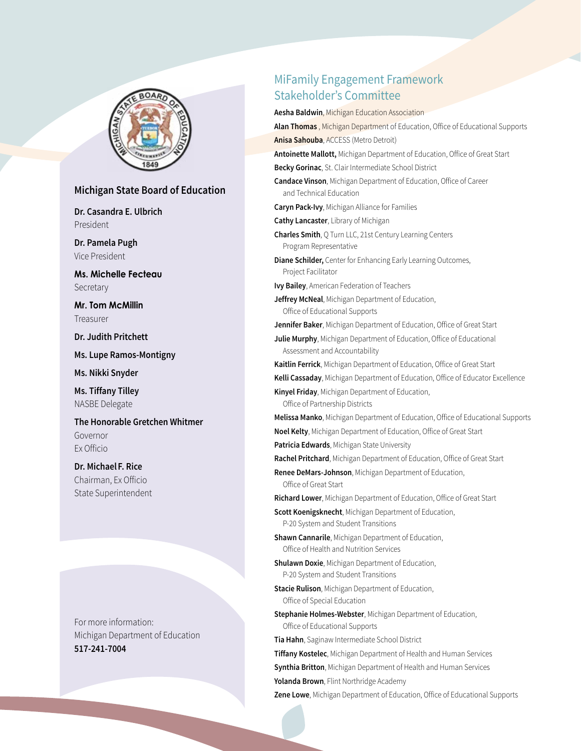## Michigan State Board of Education

**Dr. Casandra E. Ulbrich**
President

**Dr. Pamela Pugh**
Vice President

**Ms. Michelle Fecteau**
Secretary

**Mr. Tom McMillin**
Treasurer

**Dr. Judith Pritchett**

**Ms. Lupe Ramos-Montigny**

**Ms. Nikki Snyder**

**Ms. Tiffany Tilley**
NASBE Delegate

**The Honorable Gretchen Whitmer**
Governor
Ex Officio

**Dr. Michael F. Rice**
Chairman, Ex Officio
State Superintendent

For more information:
Michigan Department of Education
**517-241-7004**

## MiFamily Engagement Framework Stakeholder's Committee

**Aesha Baldwin**, Michigan Education Association

**Alan Thomas** , Michigan Department of Education, Office of Educational Supports

**Anisa Sahouba**, ACCESS (Metro Detroit)

**Antoinette Mallott,** Michigan Department of Education, Office of Great Start

**Becky Gorinac**, St. Clair Intermediate School District

**Candace Vinson**, Michigan Department of Education, Office of Career and Technical Education

**Caryn Pack-Ivy**, Michigan Alliance for Families

**Cathy Lancaster**, Library of Michigan

**Charles Smith**, Q Turn LLC, 21st Century Learning Centers Program Representative

**Diane Schilder,** Center for Enhancing Early Learning Outcomes, Project Facilitator

**Ivy Bailey**, American Federation of Teachers

**Jeffrey McNeal**, Michigan Department of Education, Office of Educational Supports

**Jennifer Baker**, Michigan Department of Education, Office of Great Start

**Julie Murphy**, Michigan Department of Education, Office of Educational Assessment and Accountability

**Kaitlin Ferrick**, Michigan Department of Education, Office of Great Start

**Kelli Cassaday**, Michigan Department of Education, Office of Educator Excellence

**Kinyel Friday**, Michigan Department of Education, Office of Partnership Districts

**Melissa Manko**, Michigan Department of Education, Office of Educational Supports

**Noel Kelty**, Michigan Department of Education, Office of Great Start

**Patricia Edwards**, Michigan State University

**Rachel Pritchard**, Michigan Department of Education, Office of Great Start

**Renee DeMars-Johnson**, Michigan Department of Education, Office of Great Start

**Richard Lower**, Michigan Department of Education, Office of Great Start

**Scott Koenigsknecht**, Michigan Department of Education, P-20 System and Student Transitions

**Shawn Cannarile**, Michigan Department of Education, Office of Health and Nutrition Services

**Shulawn Doxie**, Michigan Department of Education, P-20 System and Student Transitions

**Stacie Rulison**, Michigan Department of Education, Office of Special Education

**Stephanie Holmes-Webster**, Michigan Department of Education, Office of Educational Supports

**Tia Hahn**, Saginaw Intermediate School District

**Tiffany Kostelec**, Michigan Department of Health and Human Services

**Synthia Britton**, Michigan Department of Health and Human Services

**Yolanda Brown**, Flint Northridge Academy

**Zene Lowe**, Michigan Department of Education, Office of Educational Supports